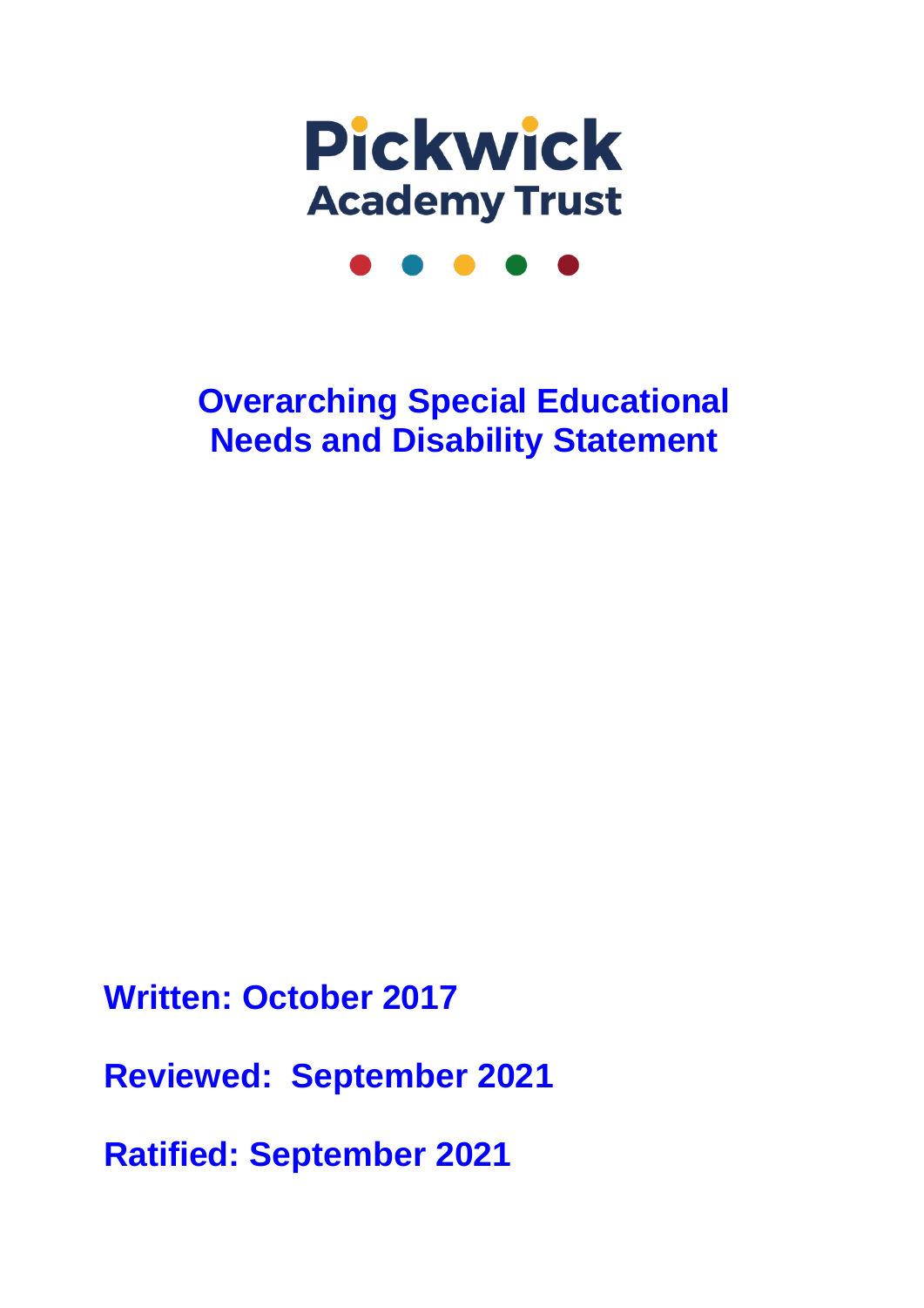Pickwick

Academy Trust

# Overarching Special Educational Needs and Disability Statement

**Written: October 2017**

**Reviewed: September 2021**

**Ratified: September 2021**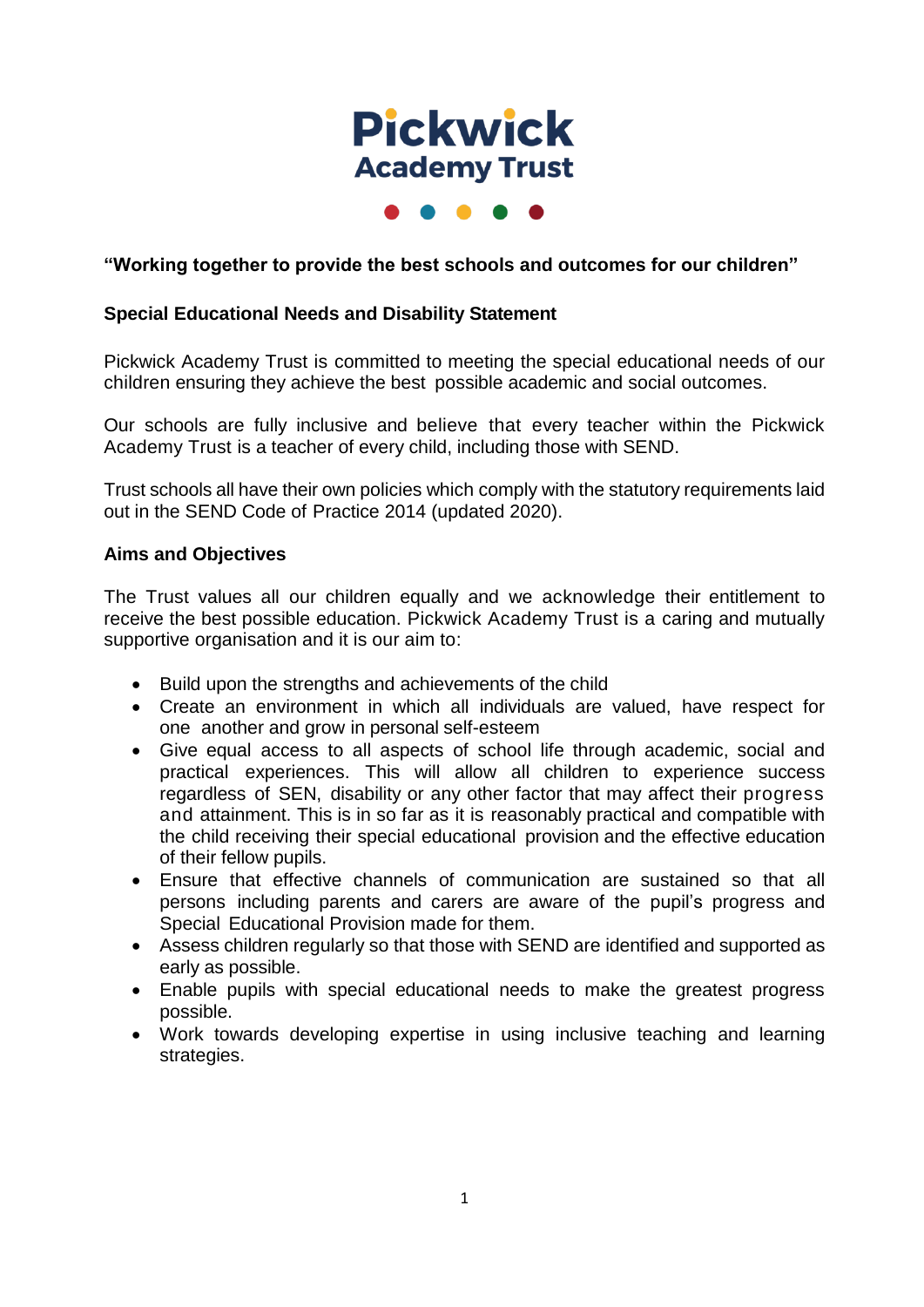# Pickwick Academy Trust

**"Working together to provide the best schools and outcomes for our children"**

**Special Educational Needs and Disability Statement**

Pickwick Academy Trust is committed to meeting the special educational needs of our children ensuring they achieve the best possible academic and social outcomes.

Our schools are fully inclusive and believe that every teacher within the Pickwick Academy Trust is a teacher of every child, including those with SEND.

Trust schools all have their own policies which comply with the statutory requirements laid out in the SEND Code of Practice 2014 (updated 2020).

**Aims and Objectives**

The Trust values all our children equally and we acknowledge their entitlement to receive the best possible education. Pickwick Academy Trust is a caring and mutually supportive organisation and it is our aim to:

- Build upon the strengths and achievements of the child
- Create an environment in which all individuals are valued, have respect for one another and grow in personal self-esteem
- Give equal access to all aspects of school life through academic, social and practical experiences. This will allow all children to experience success regardless of SEN, disability or any other factor that may affect their progress and attainment. This is in so far as it is reasonably practical and compatible with the child receiving their special educational provision and the effective education of their fellow pupils.
- Ensure that effective channels of communication are sustained so that all persons including parents and carers are aware of the pupil's progress and Special Educational Provision made for them.
- Assess children regularly so that those with SEND are identified and supported as early as possible.
- Enable pupils with special educational needs to make the greatest progress possible.
- Work towards developing expertise in using inclusive teaching and learning strategies.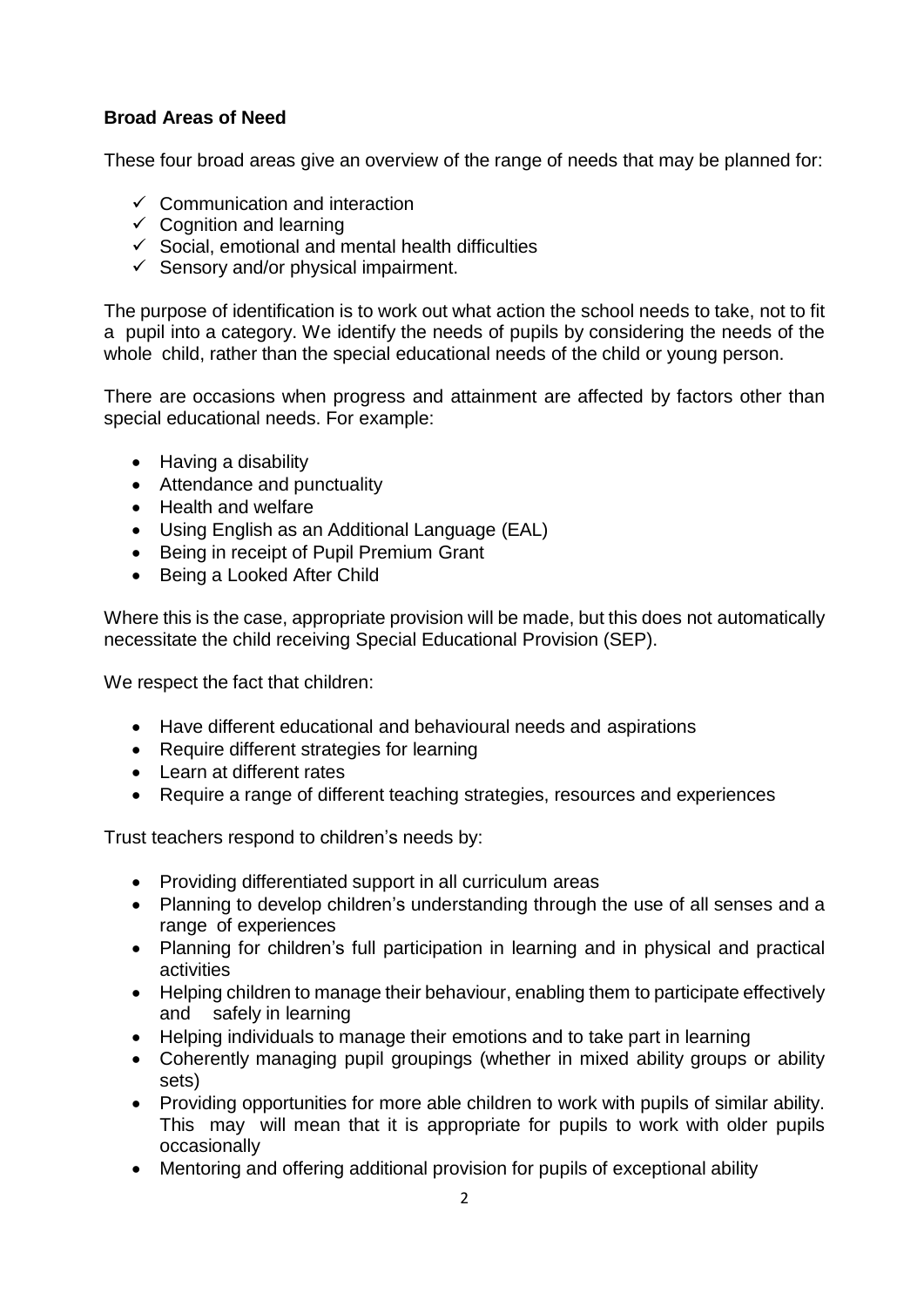**Broad Areas of Need**

These four broad areas give an overview of the range of needs that may be planned for:

- ✓ Communication and interaction
- ✓ Cognition and learning
- ✓ Social, emotional and mental health difficulties
- ✓ Sensory and/or physical impairment.

The purpose of identification is to work out what action the school needs to take, not to fit a pupil into a category. We identify the needs of pupils by considering the needs of the whole child, rather than the special educational needs of the child or young person.

There are occasions when progress and attainment are affected by factors other than special educational needs. For example:

- Having a disability
- Attendance and punctuality
- Health and welfare
- Using English as an Additional Language (EAL)
- Being in receipt of Pupil Premium Grant
- Being a Looked After Child

Where this is the case, appropriate provision will be made, but this does not automatically necessitate the child receiving Special Educational Provision (SEP).

We respect the fact that children:

- Have different educational and behavioural needs and aspirations
- Require different strategies for learning
- Learn at different rates
- Require a range of different teaching strategies, resources and experiences

Trust teachers respond to children's needs by:

- Providing differentiated support in all curriculum areas
- Planning to develop children's understanding through the use of all senses and a range of experiences
- Planning for children's full participation in learning and in physical and practical activities
- Helping children to manage their behaviour, enabling them to participate effectively and safely in learning
- Helping individuals to manage their emotions and to take part in learning
- Coherently managing pupil groupings (whether in mixed ability groups or ability sets)
- Providing opportunities for more able children to work with pupils of similar ability. This may will mean that it is appropriate for pupils to work with older pupils occasionally
- Mentoring and offering additional provision for pupils of exceptional ability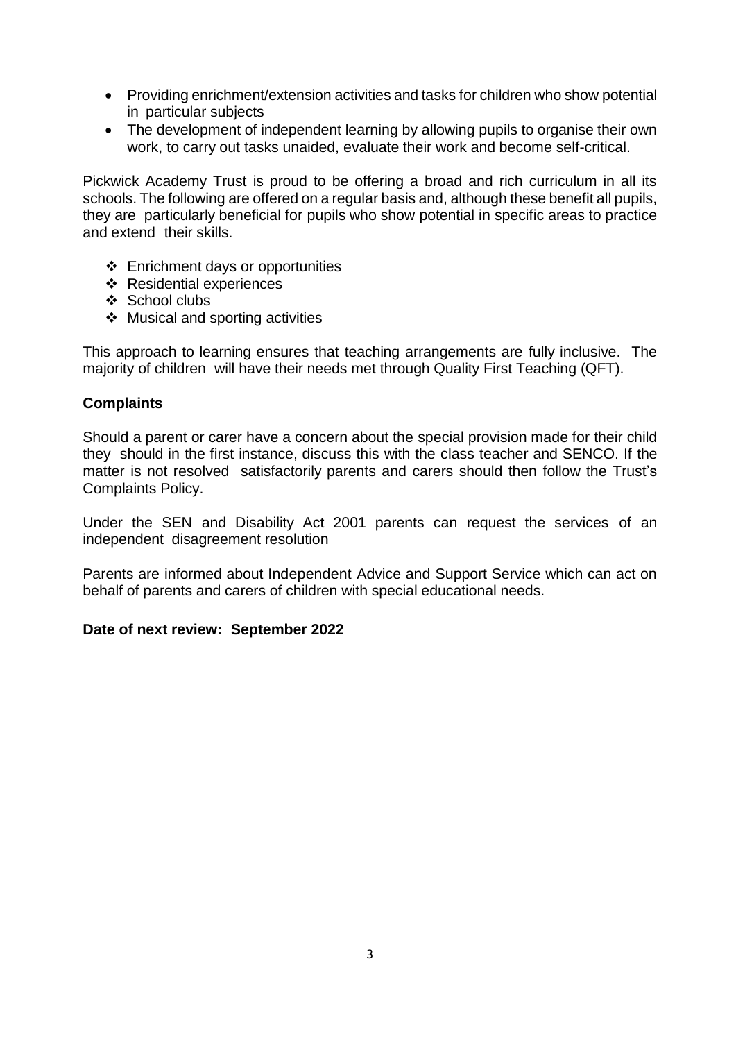- Providing enrichment/extension activities and tasks for children who show potential in particular subjects
- The development of independent learning by allowing pupils to organise their own work, to carry out tasks unaided, evaluate their work and become self-critical.

Pickwick Academy Trust is proud to be offering a broad and rich curriculum in all its schools. The following are offered on a regular basis and, although these benefit all pupils, they are particularly beneficial for pupils who show potential in specific areas to practice and extend their skills.

- Enrichment days or opportunities
- Residential experiences
- School clubs
- Musical and sporting activities

This approach to learning ensures that teaching arrangements are fully inclusive. The majority of children will have their needs met through Quality First Teaching (QFT).

## Complaints

Should a parent or carer have a concern about the special provision made for their child they should in the first instance, discuss this with the class teacher and SENCO. If the matter is not resolved satisfactorily parents and carers should then follow the Trust's Complaints Policy.

Under the SEN and Disability Act 2001 parents can request the services of an independent disagreement resolution

Parents are informed about Independent Advice and Support Service which can act on behalf of parents and carers of children with special educational needs.

**Date of next review: September 2022**